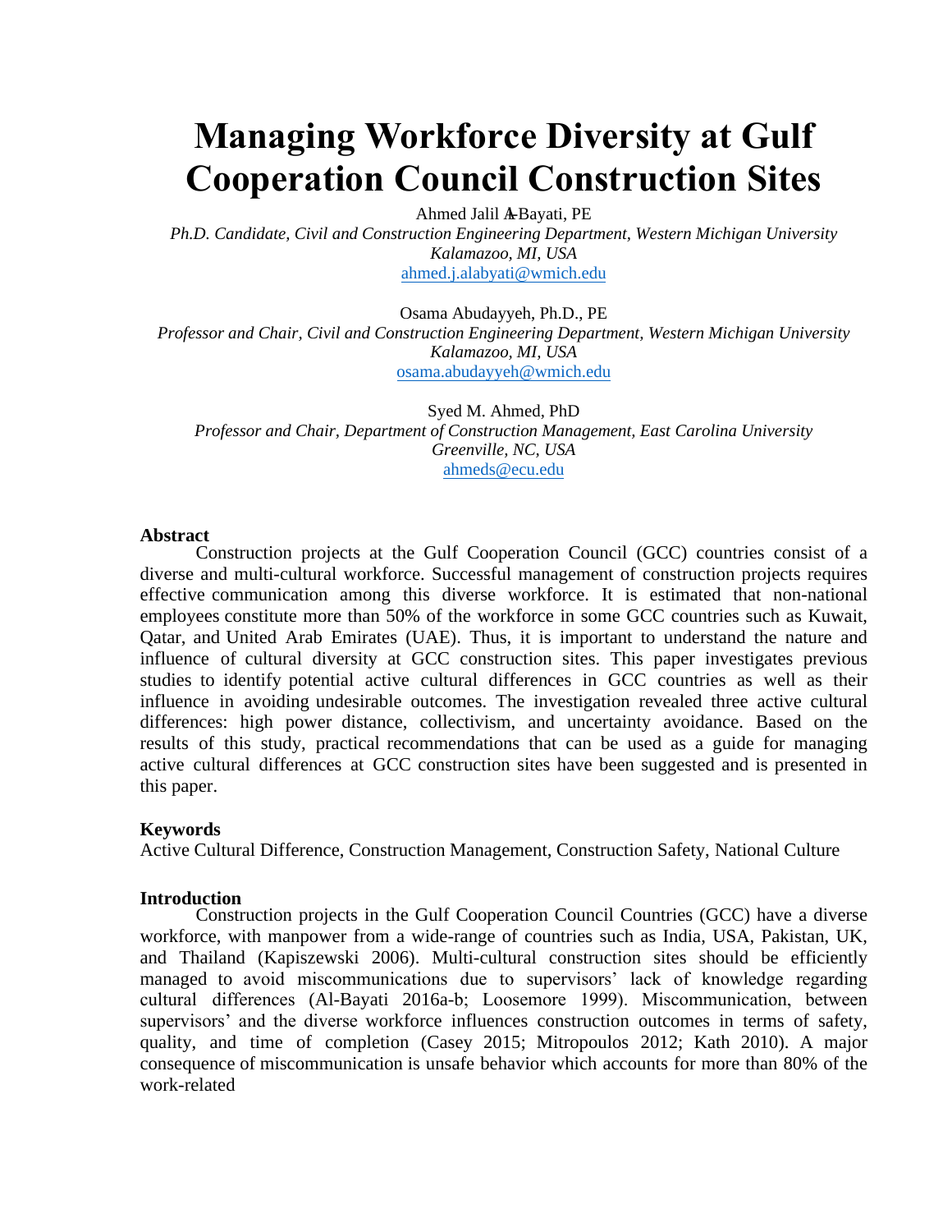# Managing Workforce Diversity at Gulf Cooperation Council Construction Sites

Ahmed Jalil Al-Bayati, PE

*Ph.D. Candidate, Civil and Construction Engineering Department, Western Michigan University*
*Kalamazoo, MI, USA*
ahmed.j.alabyati@wmich.edu

Osama Abudayyeh, Ph.D., PE

*Professor and Chair, Civil and Construction Engineering Department, Western Michigan University*
*Kalamazoo, MI, USA*
osama.abudayyeh@wmich.edu

Syed M. Ahmed, PhD

*Professor and Chair, Department of Construction Management, East Carolina University*
*Greenville, NC, USA*
ahmeds@ecu.edu

## Abstract

Construction projects at the Gulf Cooperation Council (GCC) countries consist of a diverse and multi-cultural workforce. Successful management of construction projects requires effective communication among this diverse workforce. It is estimated that non-national employees constitute more than 50% of the workforce in some GCC countries such as Kuwait, Qatar, and United Arab Emirates (UAE). Thus, it is important to understand the nature and influence of cultural diversity at GCC construction sites. This paper investigates previous studies to identify potential active cultural differences in GCC countries as well as their influence in avoiding undesirable outcomes. The investigation revealed three active cultural differences: high power distance, collectivism, and uncertainty avoidance. Based on the results of this study, practical recommendations that can be used as a guide for managing active cultural differences at GCC construction sites have been suggested and is presented in this paper.

## Keywords

Active Cultural Difference, Construction Management, Construction Safety, National Culture

## Introduction

Construction projects in the Gulf Cooperation Council Countries (GCC) have a diverse workforce, with manpower from a wide-range of countries such as India, USA, Pakistan, UK, and Thailand (Kapiszewski 2006). Multi-cultural construction sites should be efficiently managed to avoid miscommunications due to supervisors' lack of knowledge regarding cultural differences (Al-Bayati 2016a-b; Loosemore 1999). Miscommunication, between supervisors' and the diverse workforce influences construction outcomes in terms of safety, quality, and time of completion (Casey 2015; Mitropoulos 2012; Kath 2010). A major consequence of miscommunication is unsafe behavior which accounts for more than 80% of the work-related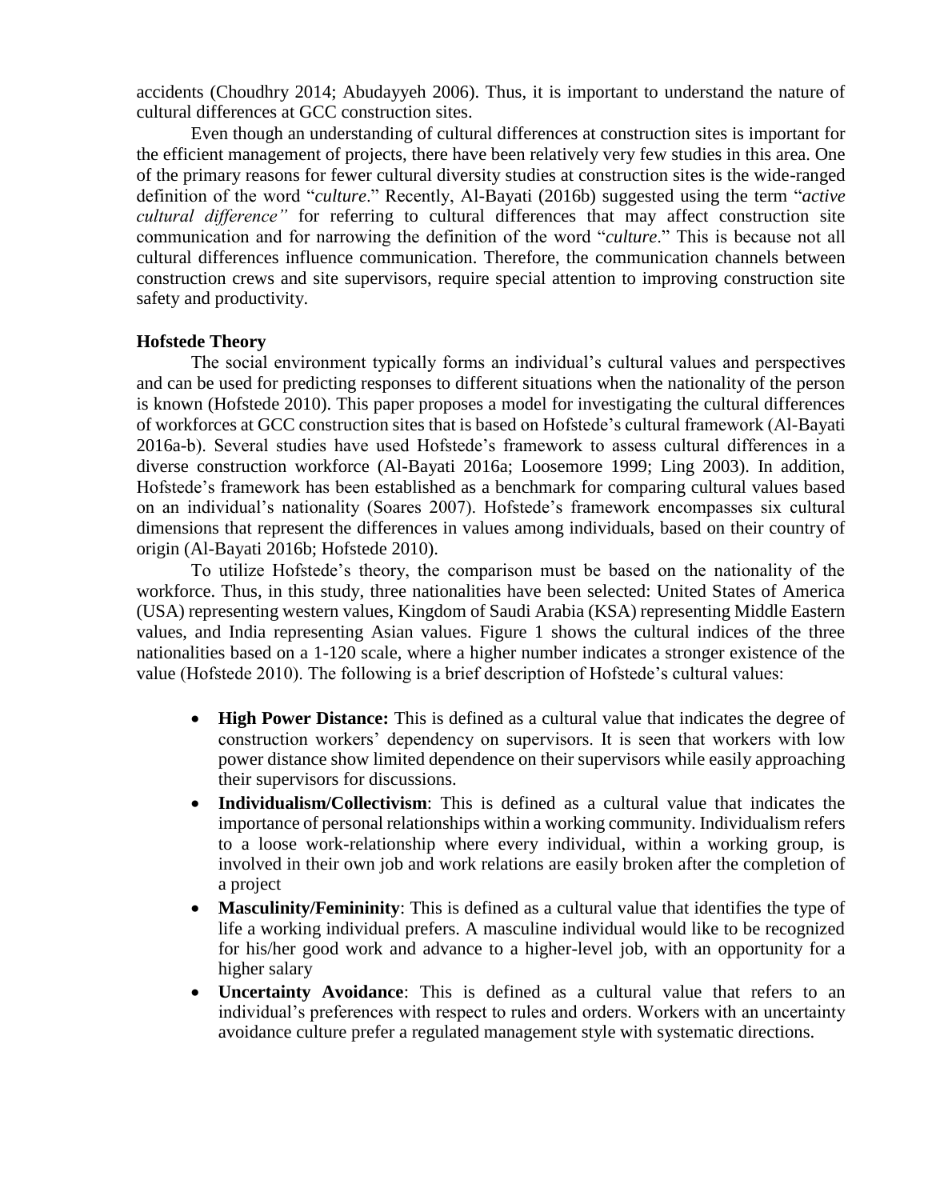accidents (Choudhry 2014; Abudayyeh 2006). Thus, it is important to understand the nature of cultural differences at GCC construction sites.

Even though an understanding of cultural differences at construction sites is important for the efficient management of projects, there have been relatively very few studies in this area. One of the primary reasons for fewer cultural diversity studies at construction sites is the wide-ranged definition of the word "*culture*." Recently, Al-Bayati (2016b) suggested using the term "*active cultural difference"* for referring to cultural differences that may affect construction site communication and for narrowing the definition of the word "*culture*." This is because not all cultural differences influence communication. Therefore, the communication channels between construction crews and site supervisors, require special attention to improving construction site safety and productivity.

**Hofstede Theory**

The social environment typically forms an individual's cultural values and perspectives and can be used for predicting responses to different situations when the nationality of the person is known (Hofstede 2010). This paper proposes a model for investigating the cultural differences of workforces at GCC construction sites that is based on Hofstede's cultural framework (Al-Bayati 2016a-b). Several studies have used Hofstede's framework to assess cultural differences in a diverse construction workforce (Al-Bayati 2016a; Loosemore 1999; Ling 2003). In addition, Hofstede's framework has been established as a benchmark for comparing cultural values based on an individual's nationality (Soares 2007). Hofstede's framework encompasses six cultural dimensions that represent the differences in values among individuals, based on their country of origin (Al-Bayati 2016b; Hofstede 2010).

To utilize Hofstede's theory, the comparison must be based on the nationality of the workforce. Thus, in this study, three nationalities have been selected: United States of America (USA) representing western values, Kingdom of Saudi Arabia (KSA) representing Middle Eastern values, and India representing Asian values. Figure 1 shows the cultural indices of the three nationalities based on a 1-120 scale, where a higher number indicates a stronger existence of the value (Hofstede 2010). The following is a brief description of Hofstede's cultural values:

- **High Power Distance:** This is defined as a cultural value that indicates the degree of construction workers' dependency on supervisors. It is seen that workers with low power distance show limited dependence on their supervisors while easily approaching their supervisors for discussions.
- **Individualism/Collectivism**: This is defined as a cultural value that indicates the importance of personal relationships within a working community. Individualism refers to a loose work-relationship where every individual, within a working group, is involved in their own job and work relations are easily broken after the completion of a project
- **Masculinity/Femininity**: This is defined as a cultural value that identifies the type of life a working individual prefers. A masculine individual would like to be recognized for his/her good work and advance to a higher-level job, with an opportunity for a higher salary
- **Uncertainty Avoidance**: This is defined as a cultural value that refers to an individual's preferences with respect to rules and orders. Workers with an uncertainty avoidance culture prefer a regulated management style with systematic directions.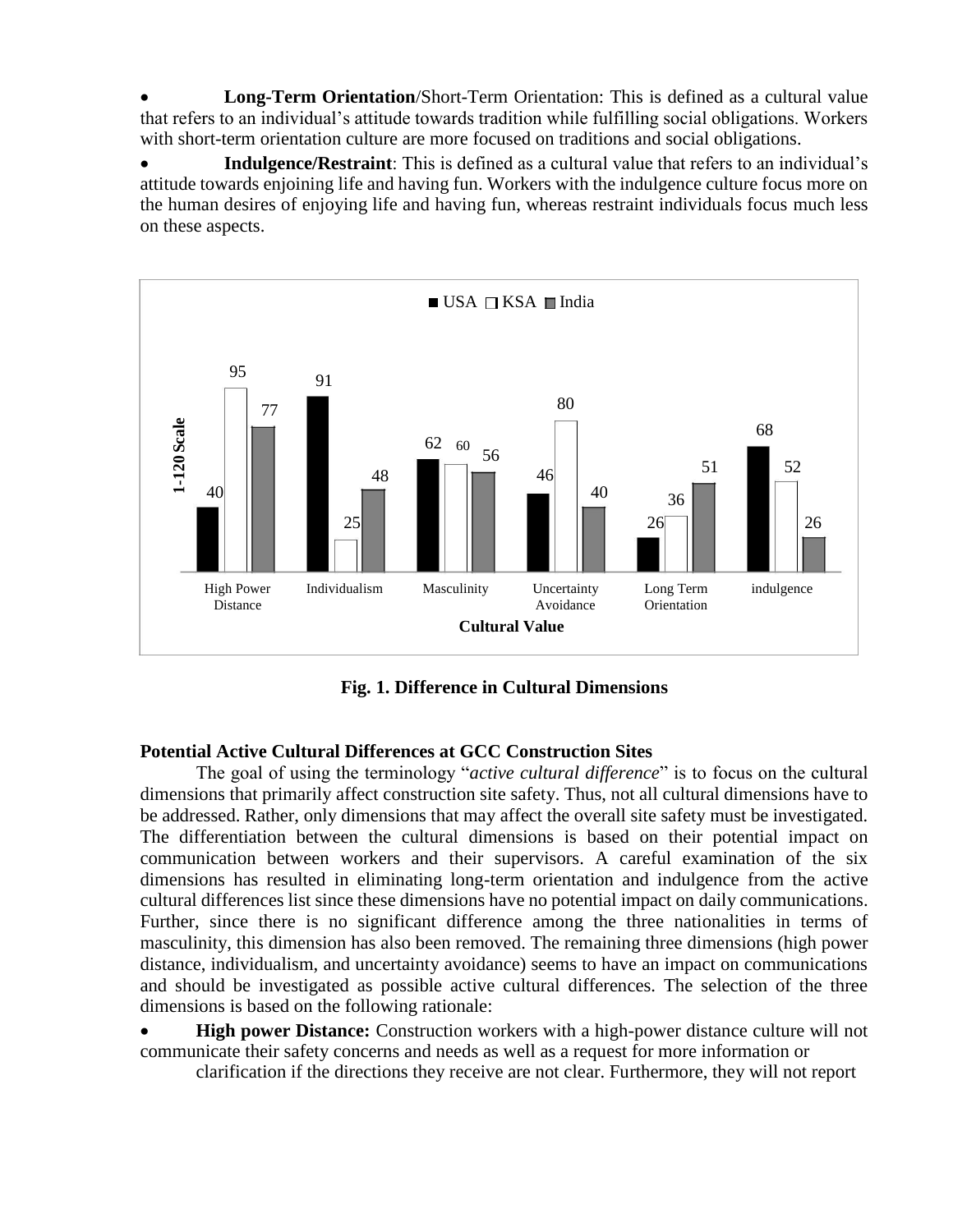- **Long-Term Orientation**/Short-Term Orientation: This is defined as a cultural value that refers to an individual's attitude towards tradition while fulfilling social obligations. Workers with short-term orientation culture are more focused on traditions and social obligations.
- **Indulgence/Restraint**: This is defined as a cultural value that refers to an individual's attitude towards enjoining life and having fun. Workers with the indulgence culture focus more on the human desires of enjoying life and having fun, whereas restraint individuals focus much less on these aspects.

| Cultural Value (1-120 Scale) | USA | KSA | India |
|---|---|---|---|
| High Power Distance | 40 | 95 | 77 |
| Individualism | 91 | 25 | 48 |
| Masculinity | 62 | 60 | 56 |
| Uncertainty Avoidance | 46 | 80 | 40 |
| Long Term Orientation | 26 | 36 | 51 |
| indulgence | 68 | 52 | 26 |

**Fig. 1. Difference in Cultural Dimensions**

### Potential Active Cultural Differences at GCC Construction Sites

The goal of using the terminology "*active cultural difference*" is to focus on the cultural dimensions that primarily affect construction site safety. Thus, not all cultural dimensions have to be addressed. Rather, only dimensions that may affect the overall site safety must be investigated. The differentiation between the cultural dimensions is based on their potential impact on communication between workers and their supervisors. A careful examination of the six dimensions has resulted in eliminating long-term orientation and indulgence from the active cultural differences list since these dimensions have no potential impact on daily communications. Further, since there is no significant difference among the three nationalities in terms of masculinity, this dimension has also been removed. The remaining three dimensions (high power distance, individualism, and uncertainty avoidance) seems to have an impact on communications and should be investigated as possible active cultural differences. The selection of the three dimensions is based on the following rationale:

- **High power Distance:** Construction workers with a high-power distance culture will not communicate their safety concerns and needs as well as a request for more information or clarification if the directions they receive are not clear. Furthermore, they will not report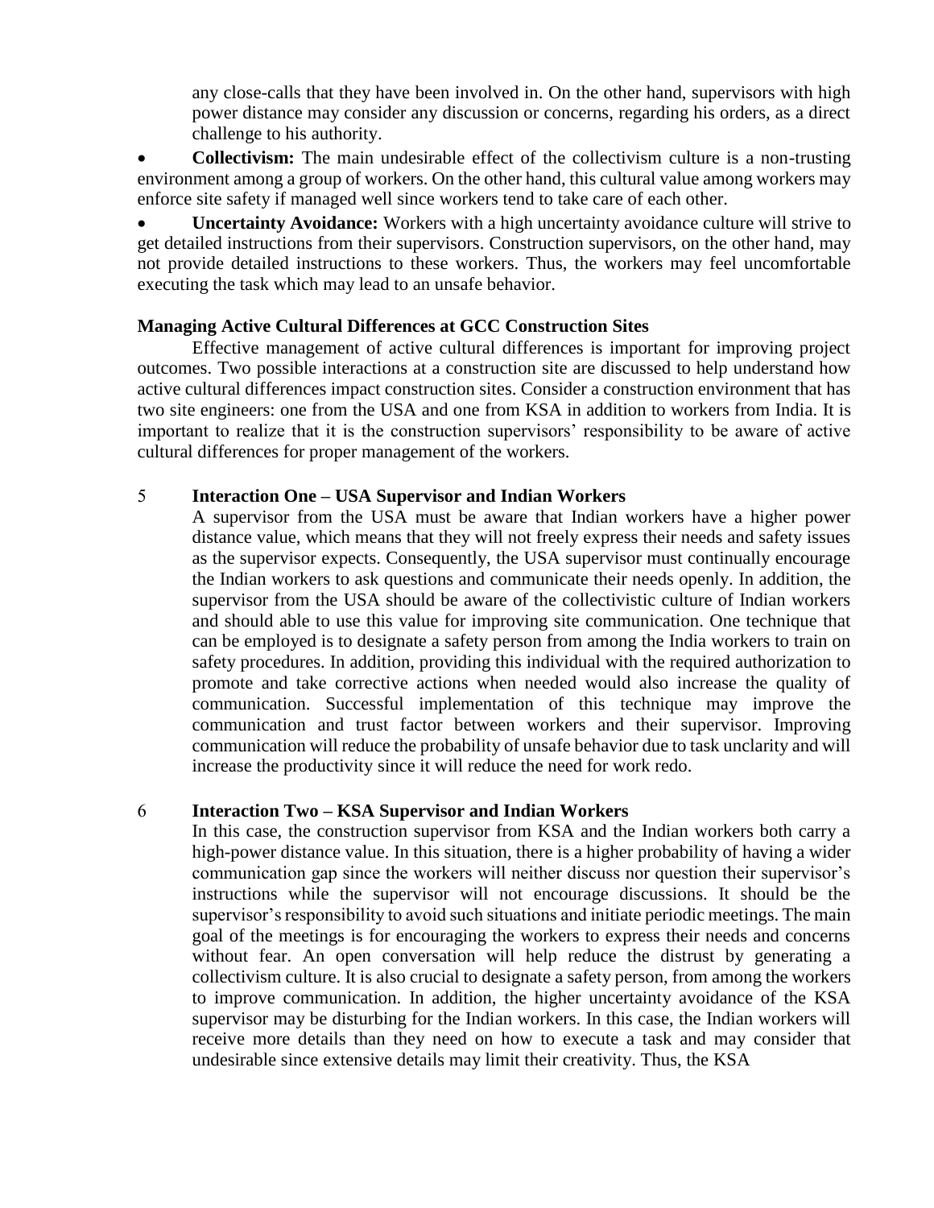any close-calls that they have been involved in. On the other hand, supervisors with high power distance may consider any discussion or concerns, regarding his orders, as a direct challenge to his authority.

- **Collectivism:** The main undesirable effect of the collectivism culture is a non-trusting environment among a group of workers. On the other hand, this cultural value among workers may enforce site safety if managed well since workers tend to take care of each other.
- **Uncertainty Avoidance:** Workers with a high uncertainty avoidance culture will strive to get detailed instructions from their supervisors. Construction supervisors, on the other hand, may not provide detailed instructions to these workers. Thus, the workers may feel uncomfortable executing the task which may lead to an unsafe behavior.

### Managing Active Cultural Differences at GCC Construction Sites

Effective management of active cultural differences is important for improving project outcomes. Two possible interactions at a construction site are discussed to help understand how active cultural differences impact construction sites. Consider a construction environment that has two site engineers: one from the USA and one from KSA in addition to workers from India. It is important to realize that it is the construction supervisors' responsibility to be aware of active cultural differences for proper management of the workers.

### 5 Interaction One – USA Supervisor and Indian Workers

A supervisor from the USA must be aware that Indian workers have a higher power distance value, which means that they will not freely express their needs and safety issues as the supervisor expects. Consequently, the USA supervisor must continually encourage the Indian workers to ask questions and communicate their needs openly. In addition, the supervisor from the USA should be aware of the collectivistic culture of Indian workers and should able to use this value for improving site communication. One technique that can be employed is to designate a safety person from among the India workers to train on safety procedures. In addition, providing this individual with the required authorization to promote and take corrective actions when needed would also increase the quality of communication. Successful implementation of this technique may improve the communication and trust factor between workers and their supervisor. Improving communication will reduce the probability of unsafe behavior due to task unclarity and will increase the productivity since it will reduce the need for work redo.

### 6 Interaction Two – KSA Supervisor and Indian Workers

In this case, the construction supervisor from KSA and the Indian workers both carry a high-power distance value. In this situation, there is a higher probability of having a wider communication gap since the workers will neither discuss nor question their supervisor's instructions while the supervisor will not encourage discussions. It should be the supervisor's responsibility to avoid such situations and initiate periodic meetings. The main goal of the meetings is for encouraging the workers to express their needs and concerns without fear. An open conversation will help reduce the distrust by generating a collectivism culture. It is also crucial to designate a safety person, from among the workers to improve communication. In addition, the higher uncertainty avoidance of the KSA supervisor may be disturbing for the Indian workers. In this case, the Indian workers will receive more details than they need on how to execute a task and may consider that undesirable since extensive details may limit their creativity. Thus, the KSA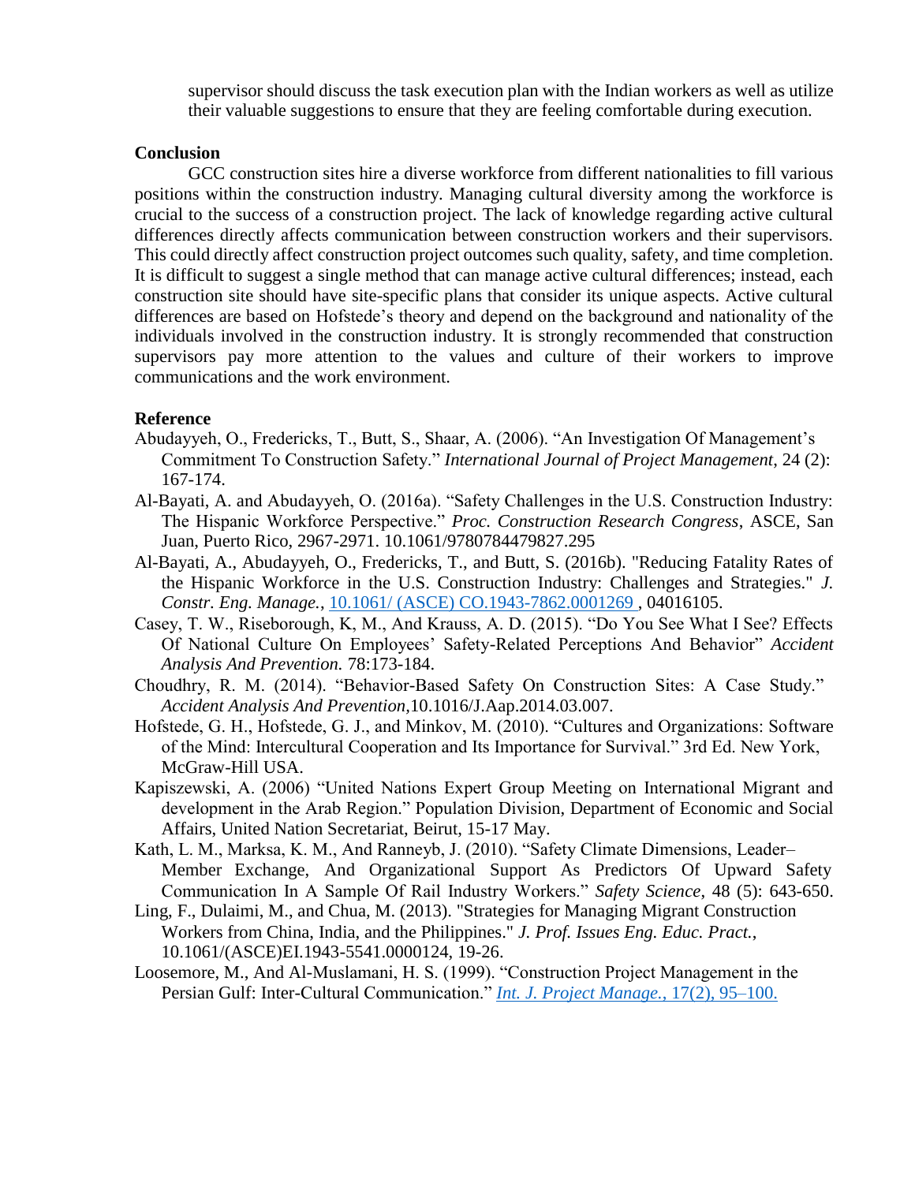supervisor should discuss the task execution plan with the Indian workers as well as utilize their valuable suggestions to ensure that they are feeling comfortable during execution.

## Conclusion

GCC construction sites hire a diverse workforce from different nationalities to fill various positions within the construction industry. Managing cultural diversity among the workforce is crucial to the success of a construction project. The lack of knowledge regarding active cultural differences directly affects communication between construction workers and their supervisors. This could directly affect construction project outcomes such quality, safety, and time completion. It is difficult to suggest a single method that can manage active cultural differences; instead, each construction site should have site-specific plans that consider its unique aspects. Active cultural differences are based on Hofstede's theory and depend on the background and nationality of the individuals involved in the construction industry. It is strongly recommended that construction supervisors pay more attention to the values and culture of their workers to improve communications and the work environment.

## Reference

Abudayyeh, O., Fredericks, T., Butt, S., Shaar, A. (2006). "An Investigation Of Management's Commitment To Construction Safety." *International Journal of Project Management*, 24 (2): 167-174.

Al-Bayati, A. and Abudayyeh, O. (2016a). "Safety Challenges in the U.S. Construction Industry: The Hispanic Workforce Perspective." *Proc. Construction Research Congress*, ASCE, San Juan, Puerto Rico, 2967-2971. 10.1061/9780784479827.295

Al-Bayati, A., Abudayyeh, O., Fredericks, T., and Butt, S. (2016b). "Reducing Fatality Rates of the Hispanic Workforce in the U.S. Construction Industry: Challenges and Strategies." *J. Constr. Eng. Manage.*, 10.1061/ (ASCE) CO.1943-7862.0001269 , 04016105.

Casey, T. W., Riseborough, K, M., And Krauss, A. D. (2015). "Do You See What I See? Effects Of National Culture On Employees' Safety-Related Perceptions And Behavior" *Accident Analysis And Prevention.* 78:173-184.

Choudhry, R. M. (2014). "Behavior-Based Safety On Construction Sites: A Case Study." *Accident Analysis And Prevention*,10.1016/J.Aap.2014.03.007.

Hofstede, G. H., Hofstede, G. J., and Minkov, M. (2010). "Cultures and Organizations: Software of the Mind: Intercultural Cooperation and Its Importance for Survival." 3rd Ed. New York, McGraw-Hill USA.

Kapiszewski, A. (2006) "United Nations Expert Group Meeting on International Migrant and development in the Arab Region." Population Division, Department of Economic and Social Affairs, United Nation Secretariat, Beirut, 15-17 May.

Kath, L. M., Marksa, K. M., And Ranneyb, J. (2010). "Safety Climate Dimensions, Leader–Member Exchange, And Organizational Support As Predictors Of Upward Safety Communication In A Sample Of Rail Industry Workers." *Safety Science*, 48 (5): 643-650.

Ling, F., Dulaimi, M., and Chua, M. (2013). "Strategies for Managing Migrant Construction Workers from China, India, and the Philippines." *J. Prof. Issues Eng. Educ. Pract.*, 10.1061/(ASCE)EI.1943-5541.0000124, 19-26.

Loosemore, M., And Al-Muslamani, H. S. (1999). "Construction Project Management in the Persian Gulf: Inter-Cultural Communication." *Int. J. Project Manage.*, 17(2), 95–100.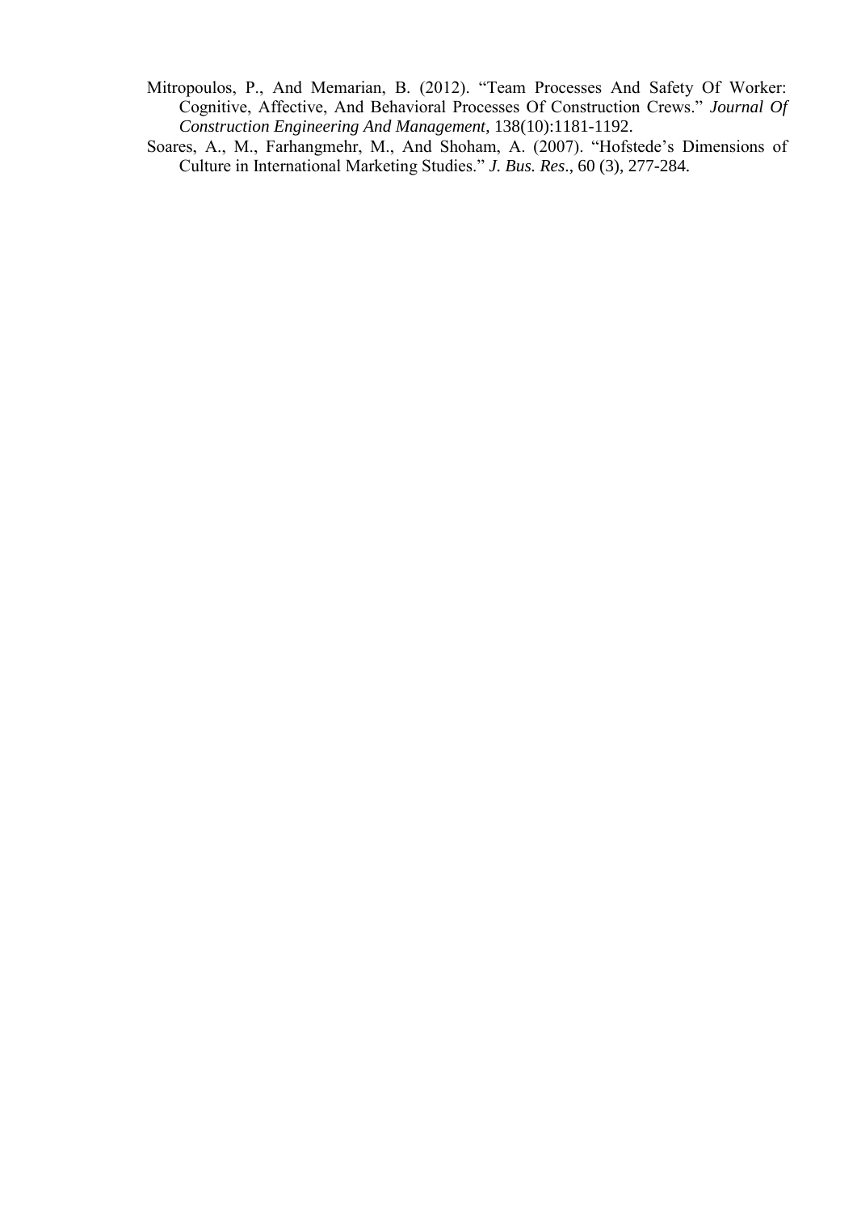Mitropoulos, P., And Memarian, B. (2012). "Team Processes And Safety Of Worker: Cognitive, Affective, And Behavioral Processes Of Construction Crews." *Journal Of Construction Engineering And Management*, 138(10):1181-1192.

Soares, A., M., Farhangmehr, M., And Shoham, A. (2007). "Hofstede's Dimensions of Culture in International Marketing Studies." *J. Bus. Res*., 60 (3), 277-284.